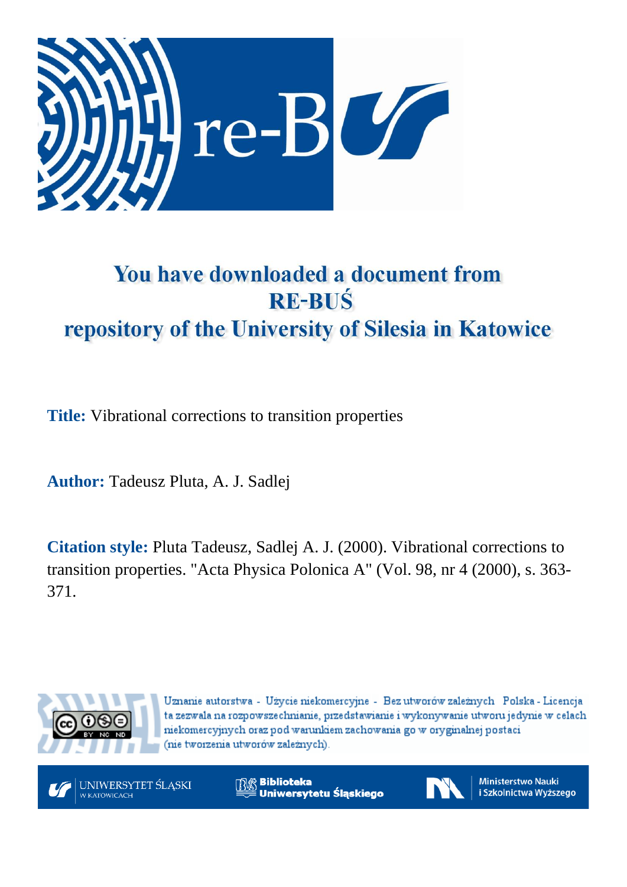# You have downloaded a document from RE-BUŚ repository of the University of Silesia in Katowice

**Title:** Vibrational corrections to transition properties

**Author:** Tadeusz Pluta, A. J. Sadlej

**Citation style:** Pluta Tadeusz, Sadlej A. J. (2000). Vibrational corrections to transition properties. "Acta Physica Polonica A" (Vol. 98, nr 4 (2000), s. 363-371.

Uznanie autorstwa - Użycie niekomercyjne - Bez utworów zależnych Polska - Licencja ta zezwala na rozpowszechnianie, przedstawianie i wykonywanie utworu jedynie w celach niekomercyjnych oraz pod warunkiem zachowania go w oryginalnej postaci (nie tworzenia utworów zależnych).

UNIWERSYTET ŚLĄSKI W KATOWICACH

Biblioteka Uniwersytetu Śląskiego

Ministerstwo Nauki i Szkolnictwa Wyższego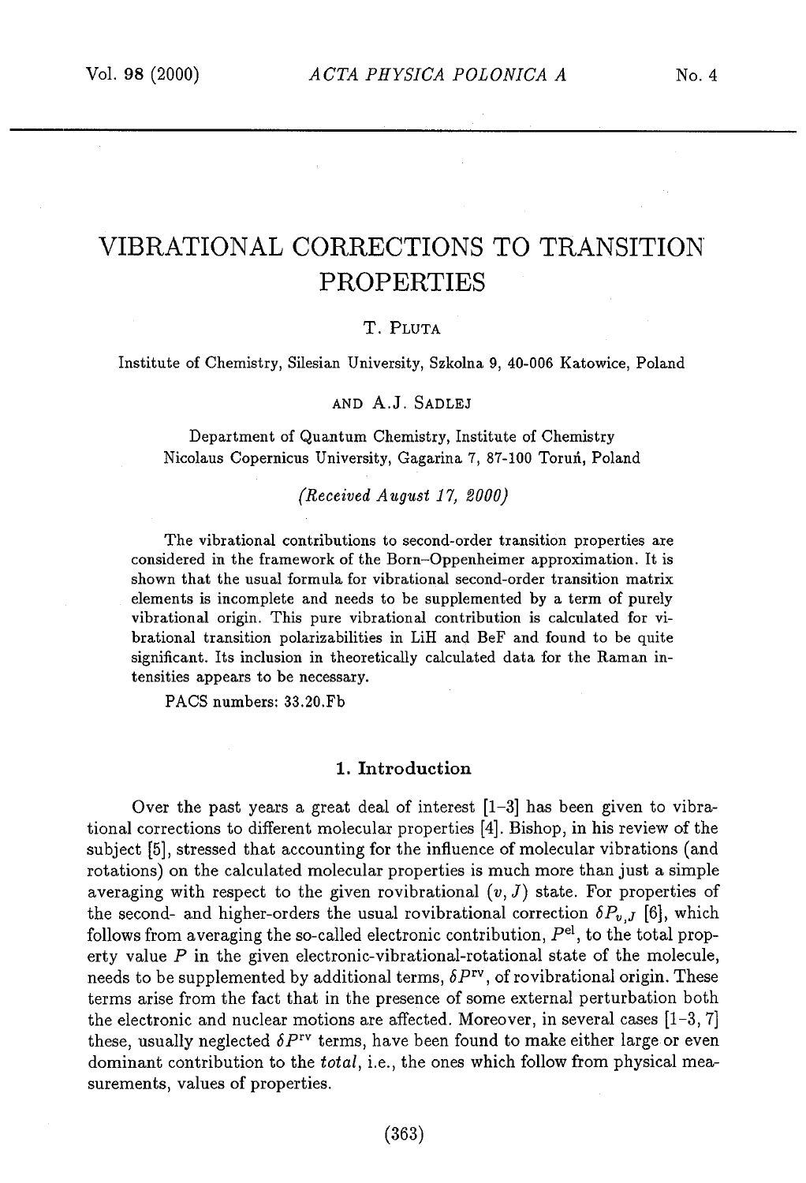# VIBRATIONAL CORRECTIONS TO TRANSITION PROPERTIES

T. Pluta

Institute of Chemistry, Silesian University, Szkolna 9, 40-006 Katowice, Poland

and A.J. Sadlej

Department of Quantum Chemistry, Institute of Chemistry
Nicolaus Copernicus University, Gagarina 7, 87-100 Toruń, Poland

*(Received August 17, 2000)*

The vibrational contributions to second-order transition properties are considered in the framework of the Born–Oppenheimer approximation. It is shown that the usual formula for vibrational second-order transition matrix elements is incomplete and needs to be supplemented by a term of purely vibrational origin. This pure vibrational contribution is calculated for vibrational transition polarizabilities in LiH and BeF and found to be quite significant. Its inclusion in theoretically calculated data for the Raman intensities appears to be necessary.

PACS numbers: 33.20.Fb

## 1. Introduction

Over the past years a great deal of interest [1–3] has been given to vibrational corrections to different molecular properties [4]. Bishop, in his review of the subject [5], stressed that accounting for the influence of molecular vibrations (and rotations) on the calculated molecular properties is much more than just a simple averaging with respect to the given rovibrational $(v, J)$ state. For properties of the second- and higher-orders the usual rovibrational correction $\delta P_{v,J}$ [6], which follows from averaging the so-called electronic contribution, $P^{\mathrm{el}}$, to the total property value $P$ in the given electronic-vibrational-rotational state of the molecule, needs to be supplemented by additional terms, $\delta P^{\mathrm{rv}}$, of rovibrational origin. These terms arise from the fact that in the presence of some external perturbation both the electronic and nuclear motions are affected. Moreover, in several cases [1–3, 7] these, usually neglected $\delta P^{\mathrm{rv}}$ terms, have been found to make either large or even dominant contribution to the *total*, i.e., the ones which follow from physical measurements, values of properties.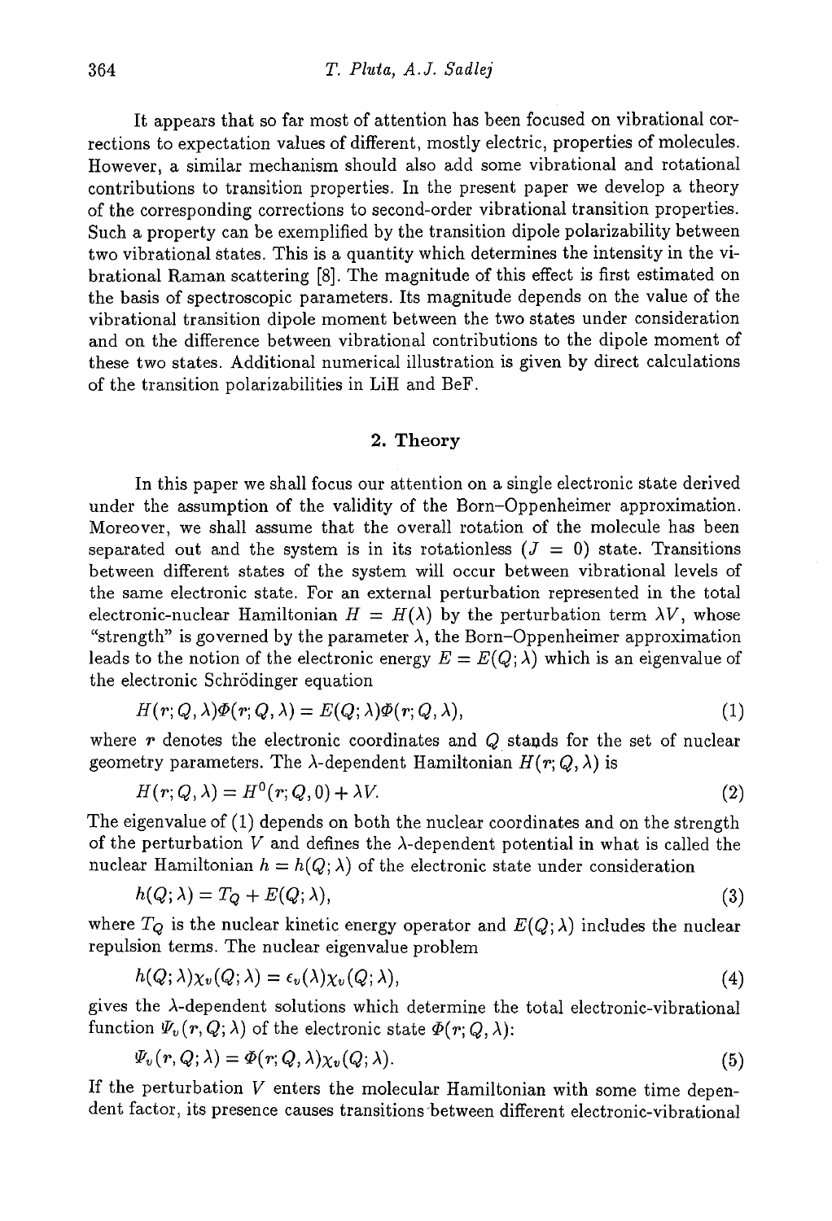It appears that so far most of attention has been focused on vibrational corrections to expectation values of different, mostly electric, properties of molecules. However, a similar mechanism should also add some vibrational and rotational contributions to transition properties. In the present paper we develop a theory of the corresponding corrections to second-order vibrational transition properties. Such a property can be exemplified by the transition dipole polarizability between two vibrational states. This is a quantity which determines the intensity in the vibrational Raman scattering [8]. The magnitude of this effect is first estimated on the basis of spectroscopic parameters. Its magnitude depends on the value of the vibrational transition dipole moment between the two states under consideration and on the difference between vibrational contributions to the dipole moment of these two states. Additional numerical illustration is given by direct calculations of the transition polarizabilities in LiH and BeF.

## 2. Theory

In this paper we shall focus our attention on a single electronic state derived under the assumption of the validity of the Born–Oppenheimer approximation. Moreover, we shall assume that the overall rotation of the molecule has been separated out and the system is in its rotationless ($J = 0$) state. Transitions between different states of the system will occur between vibrational levels of the same electronic state. For an external perturbation represented in the total electronic-nuclear Hamiltonian $H = H(\lambda)$ by the perturbation term $\lambda V$, whose "strength" is governed by the parameter $\lambda$, the Born–Oppenheimer approximation leads to the notion of the electronic energy $E = E(Q;\lambda)$ which is an eigenvalue of the electronic Schrödinger equation

$$H(r;Q,\lambda)\Phi(r;Q,\lambda) = E(Q;\lambda)\Phi(r;Q,\lambda), \tag{1}$$

where $r$ denotes the electronic coordinates and $Q$ stands for the set of nuclear geometry parameters. The $\lambda$-dependent Hamiltonian $H(r;Q,\lambda)$ is

$$H(r;Q,\lambda) = H^0(r;Q,0) + \lambda V. \tag{2}$$

The eigenvalue of (1) depends on both the nuclear coordinates and on the strength of the perturbation $V$ and defines the $\lambda$-dependent potential in what is called the nuclear Hamiltonian $h = h(Q;\lambda)$ of the electronic state under consideration

$$h(Q;\lambda) = T_Q + E(Q;\lambda), \tag{3}$$

where $T_Q$ is the nuclear kinetic energy operator and $E(Q;\lambda)$ includes the nuclear repulsion terms. The nuclear eigenvalue problem

$$h(Q;\lambda)\chi_v(Q;\lambda) = \epsilon_v(\lambda)\chi_v(Q;\lambda), \tag{4}$$

gives the $\lambda$-dependent solutions which determine the total electronic-vibrational function $\Psi_v(r,Q;\lambda)$ of the electronic state $\Phi(r;Q,\lambda)$:

$$\Psi_v(r,Q;\lambda) = \Phi(r;Q,\lambda)\chi_v(Q;\lambda). \tag{5}$$

If the perturbation $V$ enters the molecular Hamiltonian with some time dependent factor, its presence causes transitions between different electronic-vibrational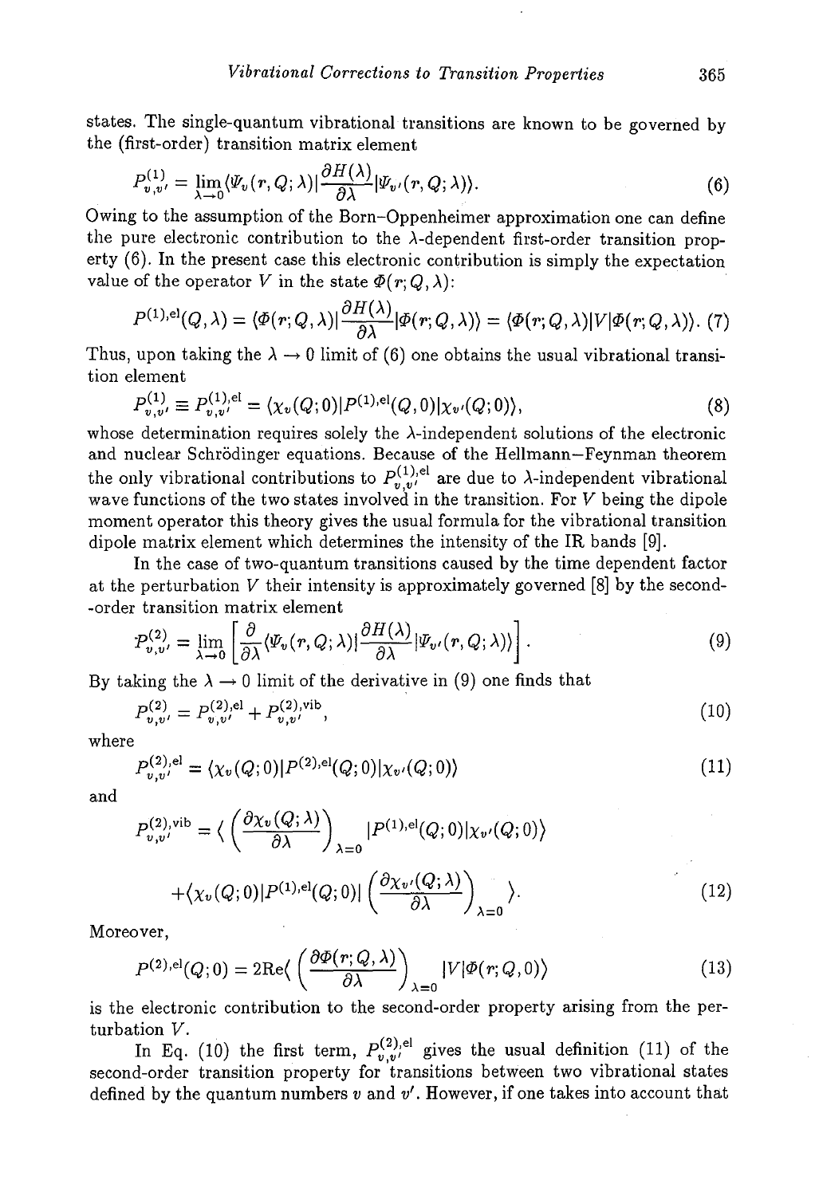states. The single-quantum vibrational transitions are known to be governed by the (first-order) transition matrix element

$$P^{(1)}_{v,v'} = \lim_{\lambda \to 0} \langle \Psi_v(r, Q; \lambda) | \frac{\partial H(\lambda)}{\partial \lambda} | \Psi_{v'}(r, Q; \lambda) \rangle. \tag{6}$$

Owing to the assumption of the Born–Oppenheimer approximation one can define the pure electronic contribution to the $\lambda$-dependent first-order transition property (6). In the present case this electronic contribution is simply the expectation value of the operator $V$ in the state $\Phi(r; Q, \lambda)$:

$$P^{(1),\mathrm{el}}(Q, \lambda) = \langle \Phi(r; Q, \lambda) | \frac{\partial H(\lambda)}{\partial \lambda} | \Phi(r; Q, \lambda) \rangle = \langle \Phi(r; Q, \lambda) | V | \Phi(r; Q, \lambda) \rangle. \tag{7}$$

Thus, upon taking the $\lambda \to 0$ limit of (6) one obtains the usual vibrational transition element

$$P^{(1)}_{v,v'} \equiv P^{(1),\mathrm{el}}_{v,v'} = \langle \chi_v(Q; 0) | P^{(1),\mathrm{el}}(Q, 0) | \chi_{v'}(Q; 0) \rangle, \tag{8}$$

whose determination requires solely the $\lambda$-independent solutions of the electronic and nuclear Schrödinger equations. Because of the Hellmann–Feynman theorem the only vibrational contributions to $P^{(1),\mathrm{el}}_{v,v'}$ are due to $\lambda$-independent vibrational wave functions of the two states involved in the transition. For $V$ being the dipole moment operator this theory gives the usual formula for the vibrational transition dipole matrix element which determines the intensity of the IR bands [9].

In the case of two-quantum transitions caused by the time dependent factor at the perturbation $V$ their intensity is approximately governed [8] by the second-order transition matrix element

$$P^{(2)}_{v,v'} = \lim_{\lambda \to 0} \left[ \frac{\partial}{\partial \lambda} \langle \Psi_v(r, Q; \lambda) | \frac{\partial H(\lambda)}{\partial \lambda} | \Psi_{v'}(r, Q; \lambda) \rangle \right]. \tag{9}$$

By taking the $\lambda \to 0$ limit of the derivative in (9) one finds that

$$P^{(2)}_{v,v'} = P^{(2),\mathrm{el}}_{v,v'} + P^{(2),\mathrm{vib}}_{v,v'}, \tag{10}$$

where

$$P^{(2),\mathrm{el}}_{v,v'} = \langle \chi_v(Q; 0) | P^{(2),\mathrm{el}}(Q; 0) | \chi_{v'}(Q; 0) \rangle \tag{11}$$

and

$$P^{(2),\mathrm{vib}}_{v,v'} = \langle \left( \frac{\partial \chi_v(Q; \lambda)}{\partial \lambda} \right)_{\lambda=0} | P^{(1),\mathrm{el}}(Q; 0) | \chi_{v'}(Q; 0) \rangle$$
$$+ \langle \chi_v(Q; 0) | P^{(1),\mathrm{el}}(Q; 0) | \left( \frac{\partial \chi_{v'}(Q; \lambda)}{\partial \lambda} \right)_{\lambda=0} \rangle. \tag{12}$$

Moreover,

$$P^{(2),\mathrm{el}}(Q; 0) = 2\mathrm{Re} \langle \left( \frac{\partial \Phi(r; Q, \lambda)}{\partial \lambda} \right)_{\lambda=0} | V | \Phi(r; Q, 0) \rangle \tag{13}$$

is the electronic contribution to the second-order property arising from the perturbation $V$.

In Eq. (10) the first term, $P^{(2),\mathrm{el}}_{v,v'}$ gives the usual definition (11) of the second-order transition property for transitions between two vibrational states defined by the quantum numbers $v$ and $v'$. However, if one takes into account that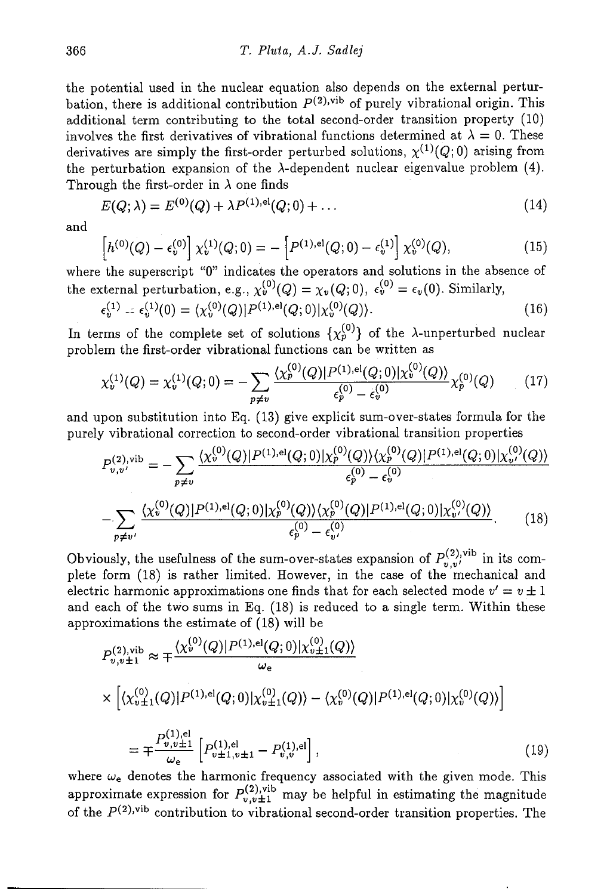the potential used in the nuclear equation also depends on the external perturbation, there is additional contribution $P^{(2),\mathrm{vib}}$ of purely vibrational origin. This additional term contributing to the total second-order transition property (10) involves the first derivatives of vibrational functions determined at $\lambda = 0$. These derivatives are simply the first-order perturbed solutions, $\chi^{(1)}(Q;0)$ arising from the perturbation expansion of the $\lambda$-dependent nuclear eigenvalue problem (4). Through the first-order in $\lambda$ one finds

$$E(Q;\lambda) = E^{(0)}(Q) + \lambda P^{(1),\mathrm{el}}(Q;0) + \ldots \tag{14}$$

and

$$\left[h^{(0)}(Q) - \epsilon_v^{(0)}\right]\chi_v^{(1)}(Q;0) = -\left[P^{(1),\mathrm{el}}(Q;0) - \epsilon_v^{(1)}\right]\chi_v^{(0)}(Q), \tag{15}$$

where the superscript "0" indicates the operators and solutions in the absence of the external perturbation, e.g., $\chi_v^{(0)}(Q) = \chi_v(Q;0)$, $\epsilon_v^{(0)} = \epsilon_v(0)$. Similarly,

$$\epsilon_v^{(1)} = \epsilon_v^{(1)}(0) = \langle\chi_v^{(0)}(Q)|P^{(1),\mathrm{el}}(Q;0)|\chi_v^{(0)}(Q)\rangle. \tag{16}$$

In terms of the complete set of solutions $\{\chi_p^{(0)}\}$ of the $\lambda$-unperturbed nuclear problem the first-order vibrational functions can be written as

$$\chi_v^{(1)}(Q) = \chi_v^{(1)}(Q;0) = -\sum_{p\neq v}\frac{\langle\chi_p^{(0)}(Q)|P^{(1),\mathrm{el}}(Q;0)|\chi_v^{(0)}(Q)\rangle}{\epsilon_p^{(0)} - \epsilon_v^{(0)}}\chi_p^{(0)}(Q) \tag{17}$$

and upon substitution into Eq. (13) give explicit sum-over-states formula for the purely vibrational correction to second-order vibrational transition properties

$$P_{v,v'}^{(2),\mathrm{vib}} = -\sum_{p\neq v}\frac{\langle\chi_v^{(0)}(Q)|P^{(1),\mathrm{el}}(Q;0)|\chi_p^{(0)}(Q)\rangle\langle\chi_p^{(0)}(Q)|P^{(1),\mathrm{el}}(Q;0)|\chi_{v'}^{(0)}(Q)\rangle}{\epsilon_p^{(0)} - \epsilon_v^{(0)}}$$

$$-\sum_{p\neq v'}\frac{\langle\chi_v^{(0)}(Q)|P^{(1),\mathrm{el}}(Q;0)|\chi_p^{(0)}(Q)\rangle\langle\chi_p^{(0)}(Q)|P^{(1),\mathrm{el}}(Q;0)|\chi_{v'}^{(0)}(Q)\rangle}{\epsilon_p^{(0)} - \epsilon_{v'}^{(0)}}. \tag{18}$$

Obviously, the usefulness of the sum-over-states expansion of $P_{v,v'}^{(2),\mathrm{vib}}$ in its complete form (18) is rather limited. However, in the case of the mechanical and electric harmonic approximations one finds that for each selected mode $v' = v \pm 1$ and each of the two sums in Eq. (18) is reduced to a single term. Within these approximations the estimate of (18) will be

$$P_{v,v\pm1}^{(2),\mathrm{vib}} \approx \mp\frac{\langle\chi_v^{(0)}(Q)|P^{(1),\mathrm{el}}(Q;0)|\chi_{v\pm1}^{(0)}(Q)\rangle}{\omega_e}$$

$$\times\left[\langle\chi_{v\pm1}^{(0)}(Q)|P^{(1),\mathrm{el}}(Q;0)|\chi_{v\pm1}^{(0)}(Q)\rangle - \langle\chi_v^{(0)}(Q)|P^{(1),\mathrm{el}}(Q;0)|\chi_v^{(0)}(Q)\rangle\right]$$

$$= \mp\frac{P_{v,v\pm1}^{(1),\mathrm{el}}}{\omega_e}\left[P_{v\pm1,v\pm1}^{(1),\mathrm{el}} - P_{v,v}^{(1),\mathrm{el}}\right], \tag{19}$$

where $\omega_e$ denotes the harmonic frequency associated with the given mode. This approximate expression for $P_{v,v\pm1}^{(2),\mathrm{vib}}$ may be helpful in estimating the magnitude of the $P^{(2),\mathrm{vib}}$ contribution to vibrational second-order transition properties. The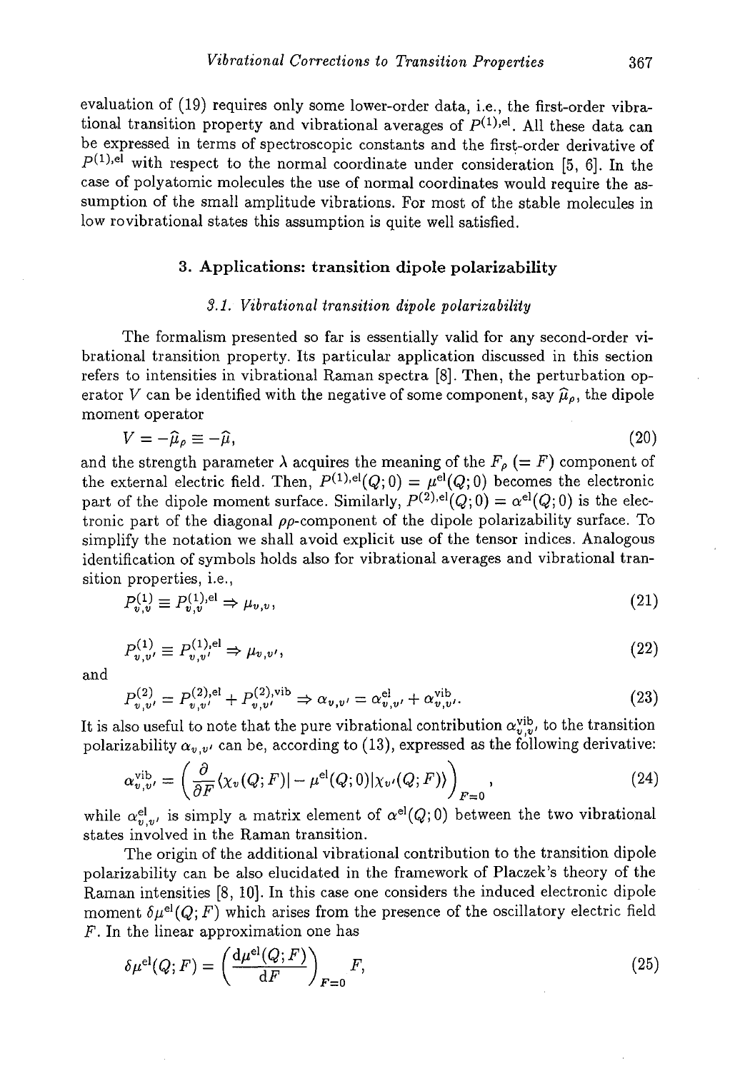evaluation of (19) requires only some lower-order data, i.e., the first-order vibrational transition property and vibrational averages of $P^{(1),\mathrm{el}}$. All these data can be expressed in terms of spectroscopic constants and the first-order derivative of $P^{(1),\mathrm{el}}$ with respect to the normal coordinate under consideration [5, 6]. In the case of polyatomic molecules the use of normal coordinates would require the assumption of the small amplitude vibrations. For most of the stable molecules in low rovibrational states this assumption is quite well satisfied.

## 3. Applications: transition dipole polarizability

### 3.1. Vibrational transition dipole polarizability

The formalism presented so far is essentially valid for any second-order vibrational transition property. Its particular application discussed in this section refers to intensities in vibrational Raman spectra [8]. Then, the perturbation operator $V$ can be identified with the negative of some component, say $\widehat{\mu}_\rho$, the dipole moment operator

$$V = -\widehat{\mu}_\rho \equiv -\widehat{\mu}, \tag{20}$$

and the strength parameter $\lambda$ acquires the meaning of the $F_\rho$ $(= F)$ component of the external electric field. Then, $P^{(1),\mathrm{el}}(Q;0) = \mu^{\mathrm{el}}(Q;0)$ becomes the electronic part of the dipole moment surface. Similarly, $P^{(2),\mathrm{el}}(Q;0) = \alpha^{\mathrm{el}}(Q;0)$ is the electronic part of the diagonal $\rho\rho$-component of the dipole polarizability surface. To simplify the notation we shall avoid explicit use of the tensor indices. Analogous identification of symbols holds also for vibrational averages and vibrational transition properties, i.e.,

$$P^{(1)}_{v,v} \equiv P^{(1),\mathrm{el}}_{v,v} \Rightarrow \mu_{v,v}, \tag{21}$$

$$P^{(1)}_{v,v'} \equiv P^{(1),\mathrm{el}}_{v,v'} \Rightarrow \mu_{v,v'}, \tag{22}$$

and

$$P^{(2)}_{v,v'} = P^{(2),\mathrm{el}}_{v,v'} + P^{(2),\mathrm{vib}}_{v,v'} \Rightarrow \alpha_{v,v'} = \alpha^{\mathrm{el}}_{v,v'} + \alpha^{\mathrm{vib}}_{v,v'}. \tag{23}$$

It is also useful to note that the pure vibrational contribution $\alpha^{\mathrm{vib}}_{v,v'}$ to the transition polarizability $\alpha_{v,v'}$ can be, according to (13), expressed as the following derivative:

$$\alpha^{\mathrm{vib}}_{v,v'} = \left(\frac{\partial}{\partial F}\langle \chi_v(Q;F)| - \mu^{\mathrm{el}}(Q;0)|\chi_{v'}(Q;F)\rangle\right)_{F=0}, \tag{24}$$

while $\alpha^{\mathrm{el}}_{v,v'}$ is simply a matrix element of $\alpha^{\mathrm{el}}(Q;0)$ between the two vibrational states involved in the Raman transition.

The origin of the additional vibrational contribution to the transition dipole polarizability can be also elucidated in the framework of Placzek's theory of the Raman intensities [8, 10]. In this case one considers the induced electronic dipole moment $\delta\mu^{\mathrm{el}}(Q;F)$ which arises from the presence of the oscillatory electric field $F$. In the linear approximation one has

$$\delta\mu^{\mathrm{el}}(Q;F) = \left(\frac{\mathrm{d}\mu^{\mathrm{el}}(Q;F)}{\mathrm{d}F}\right)_{F=0} F, \tag{25}$$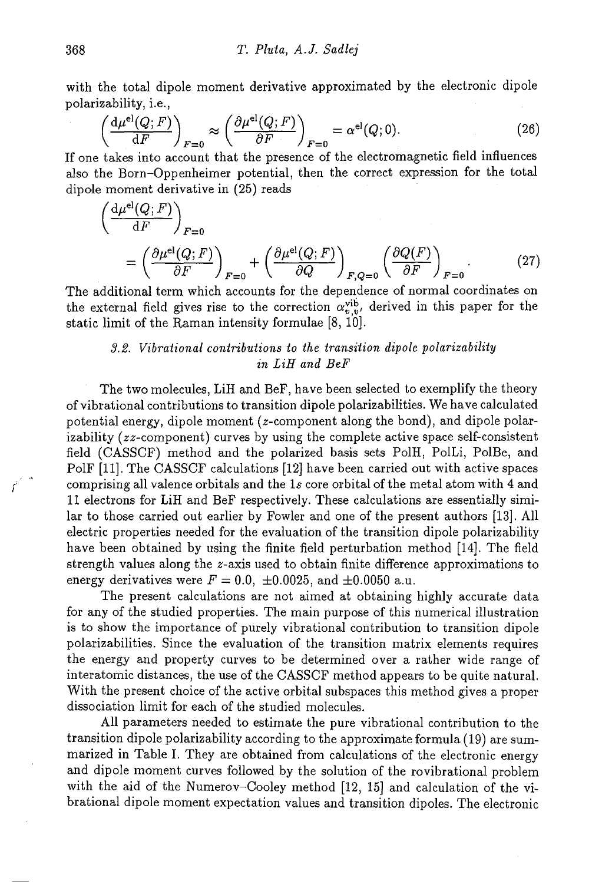with the total dipole moment derivative approximated by the electronic dipole polarizability, i.e.,

$$\left(\frac{\mathrm{d}\mu^{\mathrm{el}}(Q;F)}{\mathrm{d}F}\right)_{F=0} \approx \left(\frac{\partial\mu^{\mathrm{el}}(Q;F)}{\partial F}\right)_{F=0} = \alpha^{\mathrm{el}}(Q;0). \tag{26}$$

If one takes into account that the presence of the electromagnetic field influences also the Born–Oppenheimer potential, then the correct expression for the total dipole moment derivative in (25) reads

$$\left(\frac{\mathrm{d}\mu^{\mathrm{el}}(Q;F)}{\mathrm{d}F}\right)_{F=0} = \left(\frac{\partial\mu^{\mathrm{el}}(Q;F)}{\partial F}\right)_{F=0} + \left(\frac{\partial\mu^{\mathrm{el}}(Q;F)}{\partial Q}\right)_{F,Q=0}\left(\frac{\partial Q(F)}{\partial F}\right)_{F=0}. \tag{27}$$

The additional term which accounts for the dependence of normal coordinates on the external field gives rise to the correction $\alpha^{\mathrm{vib}}_{v,v'}$ derived in this paper for the static limit of the Raman intensity formulae [8, 10].

### 3.2. Vibrational contributions to the transition dipole polarizability in LiH and BeF

The two molecules, LiH and BeF, have been selected to exemplify the theory of vibrational contributions to transition dipole polarizabilities. We have calculated potential energy, dipole moment ($z$-component along the bond), and dipole polarizability ($zz$-component) curves by using the complete active space self-consistent field (CASSCF) method and the polarized basis sets PolH, PolLi, PolBe, and PolF [11]. The CASSCF calculations [12] have been carried out with active spaces comprising all valence orbitals and the $1s$ core orbital of the metal atom with 4 and 11 electrons for LiH and BeF respectively. These calculations are essentially similar to those carried out earlier by Fowler and one of the present authors [13]. All electric properties needed for the evaluation of the transition dipole polarizability have been obtained by using the finite field perturbation method [14]. The field strength values along the $z$-axis used to obtain finite difference approximations to energy derivatives were $F = 0.0$, $\pm 0.0025$, and $\pm 0.0050$ a.u.

The present calculations are not aimed at obtaining highly accurate data for any of the studied properties. The main purpose of this numerical illustration is to show the importance of purely vibrational contribution to transition dipole polarizabilities. Since the evaluation of the transition matrix elements requires the energy and property curves to be determined over a rather wide range of interatomic distances, the use of the CASSCF method appears to be quite natural. With the present choice of the active orbital subspaces this method gives a proper dissociation limit for each of the studied molecules.

All parameters needed to estimate the pure vibrational contribution to the transition dipole polarizability according to the approximate formula (19) are summarized in Table I. They are obtained from calculations of the electronic energy and dipole moment curves followed by the solution of the rovibrational problem with the aid of the Numerov–Cooley method [12, 15] and calculation of the vibrational dipole moment expectation values and transition dipoles. The electronic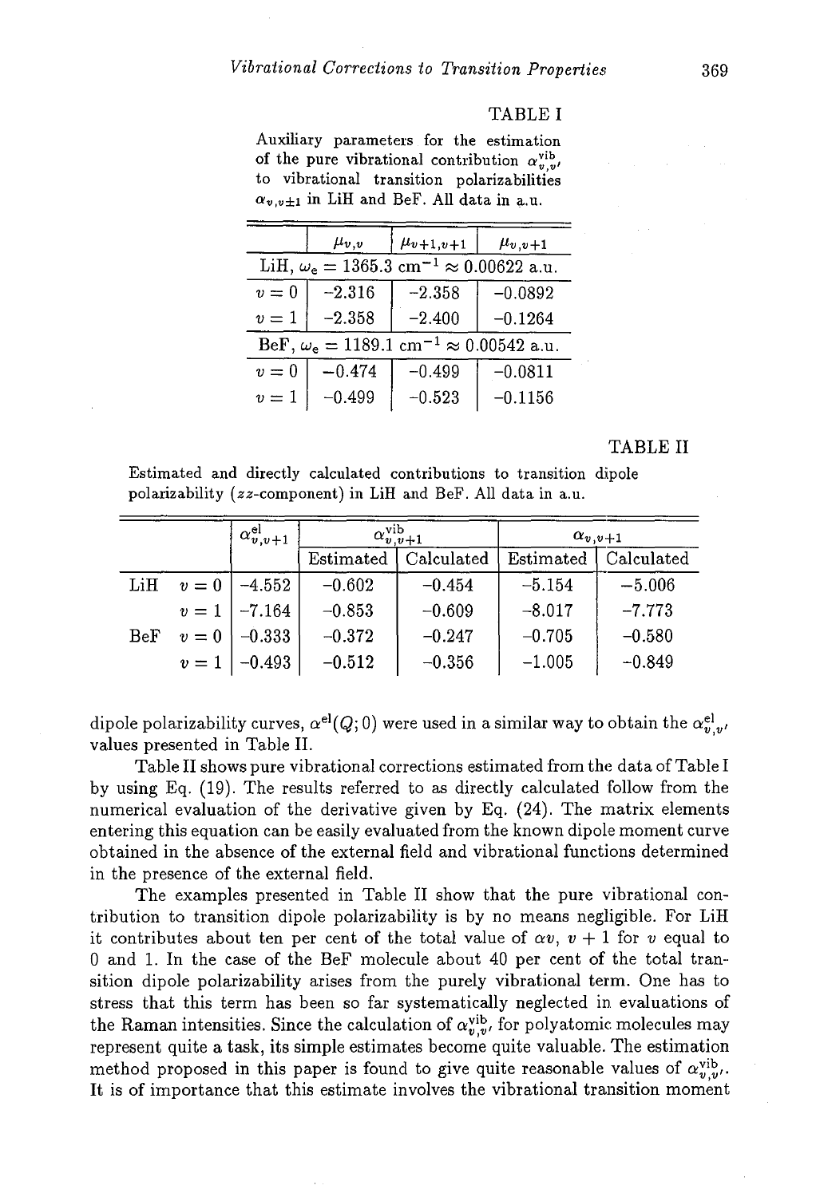TABLE I

Auxiliary parameters for the estimation of the pure vibrational contribution $\alpha^{\mathrm{vib}}_{v,v'}$ to vibrational transition polarizabilities $\alpha_{v,v\pm1}$ in LiH and BeF. All data in a.u.

| | $\mu_{v,v}$ | $\mu_{v+1,v+1}$ | $\mu_{v,v+1}$ |
|---|---|---|---|
| LiH, $\omega_e = 1365.3$ cm$^{-1} \approx 0.00622$ a.u. | | | |
| $v = 0$ | $-2.316$ | $-2.358$ | $-0.0892$ |
| $v = 1$ | $-2.358$ | $-2.400$ | $-0.1264$ |
| BeF, $\omega_e = 1189.1$ cm$^{-1} \approx 0.00542$ a.u. | | | |
| $v = 0$ | $-0.474$ | $-0.499$ | $-0.0811$ |
| $v = 1$ | $-0.499$ | $-0.523$ | $-0.1156$ |

TABLE II

Estimated and directly calculated contributions to transition dipole polarizability ($zz$-component) in LiH and BeF. All data in a.u.

| | | $\alpha^{\mathrm{el}}_{v,v+1}$ | $\alpha^{\mathrm{vib}}_{v,v+1}$ | | $\alpha_{v,v+1}$ | |
|---|---|---|---|---|---|---|
| | | | Estimated | Calculated | Estimated | Calculated |
| LiH | $v = 0$ | $-4.552$ | $-0.602$ | $-0.454$ | $-5.154$ | $-5.006$ |
| | $v = 1$ | $-7.164$ | $-0.853$ | $-0.609$ | $-8.017$ | $-7.773$ |
| BeF | $v = 0$ | $-0.333$ | $-0.372$ | $-0.247$ | $-0.705$ | $-0.580$ |
| | $v = 1$ | $-0.493$ | $-0.512$ | $-0.356$ | $-1.005$ | $-0.849$ |

dipole polarizability curves, $\alpha^{\mathrm{el}}(Q;0)$ were used in a similar way to obtain the $\alpha^{\mathrm{el}}_{v,v'}$ values presented in Table II.

Table II shows pure vibrational corrections estimated from the data of Table I by using Eq. (19). The results referred to as directly calculated follow from the numerical evaluation of the derivative given by Eq. (24). The matrix elements entering this equation can be easily evaluated from the known dipole moment curve obtained in the absence of the external field and vibrational functions determined in the presence of the external field.

The examples presented in Table II show that the pure vibrational contribution to transition dipole polarizability is by no means negligible. For LiH it contributes about ten per cent of the total value of $\alpha v$, $v+1$ for $v$ equal to 0 and 1. In the case of the BeF molecule about 40 per cent of the total transition dipole polarizability arises from the purely vibrational term. One has to stress that this term has been so far systematically neglected in evaluations of the Raman intensities. Since the calculation of $\alpha^{\mathrm{vib}}_{v,v'}$ for polyatomic molecules may represent quite a task, its simple estimates become quite valuable. The estimation method proposed in this paper is found to give quite reasonable values of $\alpha^{\mathrm{vib}}_{v,v'}$. It is of importance that this estimate involves the vibrational transition moment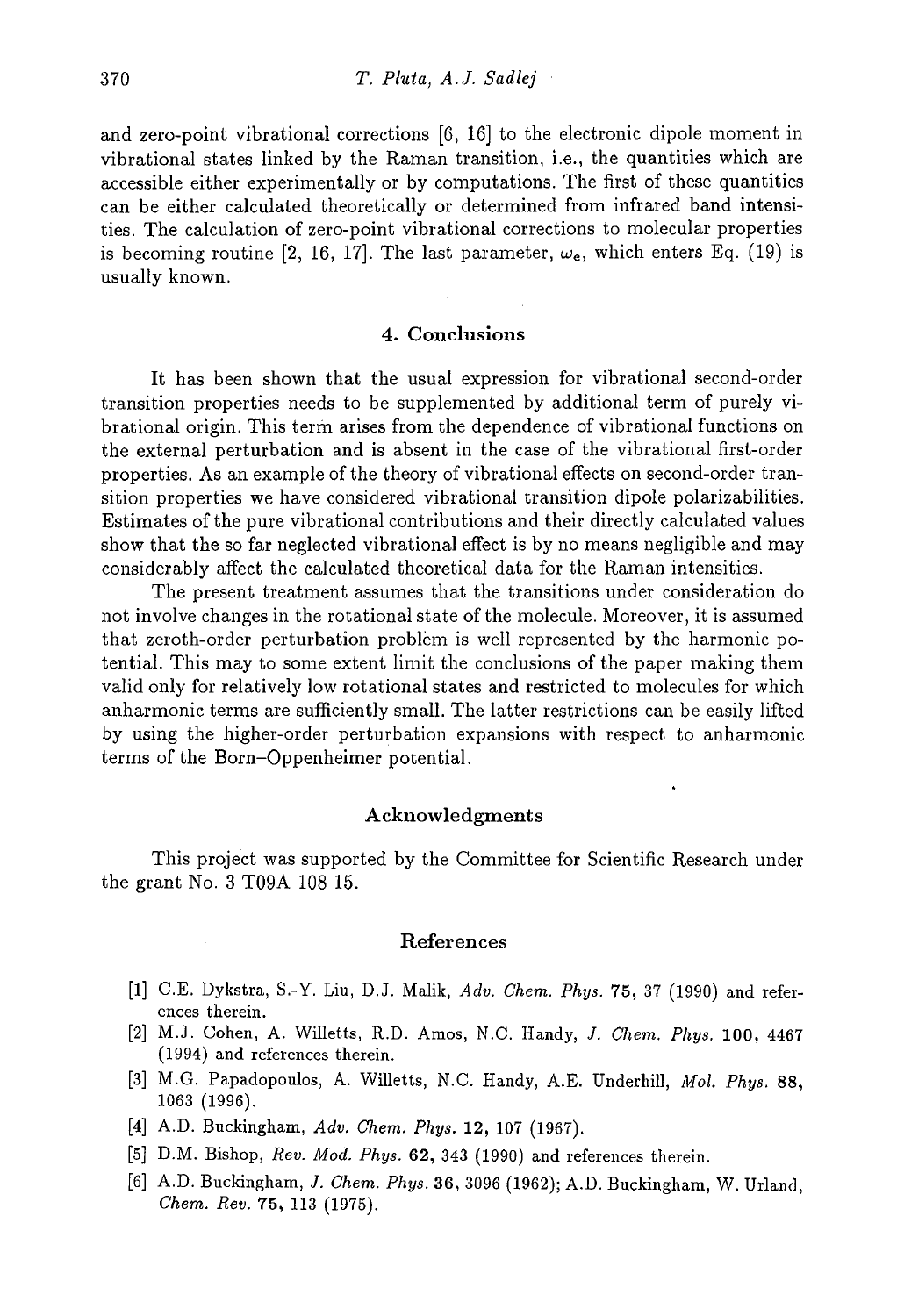and zero-point vibrational corrections [6, 16] to the electronic dipole moment in vibrational states linked by the Raman transition, i.e., the quantities which are accessible either experimentally or by computations. The first of these quantities can be either calculated theoretically or determined from infrared band intensities. The calculation of zero-point vibrational corrections to molecular properties is becoming routine [2, 16, 17]. The last parameter, $\omega_e$, which enters Eq. (19) is usually known.

## 4. Conclusions

It has been shown that the usual expression for vibrational second-order transition properties needs to be supplemented by additional term of purely vibrational origin. This term arises from the dependence of vibrational functions on the external perturbation and is absent in the case of the vibrational first-order properties. As an example of the theory of vibrational effects on second-order transition properties we have considered vibrational transition dipole polarizabilities. Estimates of the pure vibrational contributions and their directly calculated values show that the so far neglected vibrational effect is by no means negligible and may considerably affect the calculated theoretical data for the Raman intensities.

The present treatment assumes that the transitions under consideration do not involve changes in the rotational state of the molecule. Moreover, it is assumed that zeroth-order perturbation problem is well represented by the harmonic potential. This may to some extent limit the conclusions of the paper making them valid only for relatively low rotational states and restricted to molecules for which anharmonic terms are sufficiently small. The latter restrictions can be easily lifted by using the higher-order perturbation expansions with respect to anharmonic terms of the Born–Oppenheimer potential.

## Acknowledgments

This project was supported by the Committee for Scientific Research under the grant No. 3 T09A 108 15.

## References

[1] C.E. Dykstra, S.-Y. Liu, D.J. Malik, *Adv. Chem. Phys.* **75**, 37 (1990) and references therein.

[2] M.J. Cohen, A. Willetts, R.D. Amos, N.C. Handy, *J. Chem. Phys.* **100**, 4467 (1994) and references therein.

[3] M.G. Papadopoulos, A. Willetts, N.C. Handy, A.E. Underhill, *Mol. Phys.* **88**, 1063 (1996).

[4] A.D. Buckingham, *Adv. Chem. Phys.* **12**, 107 (1967).

[5] D.M. Bishop, *Rev. Mod. Phys.* **62**, 343 (1990) and references therein.

[6] A.D. Buckingham, *J. Chem. Phys.* **36**, 3096 (1962); A.D. Buckingham, W. Urland, *Chem. Rev.* **75**, 113 (1975).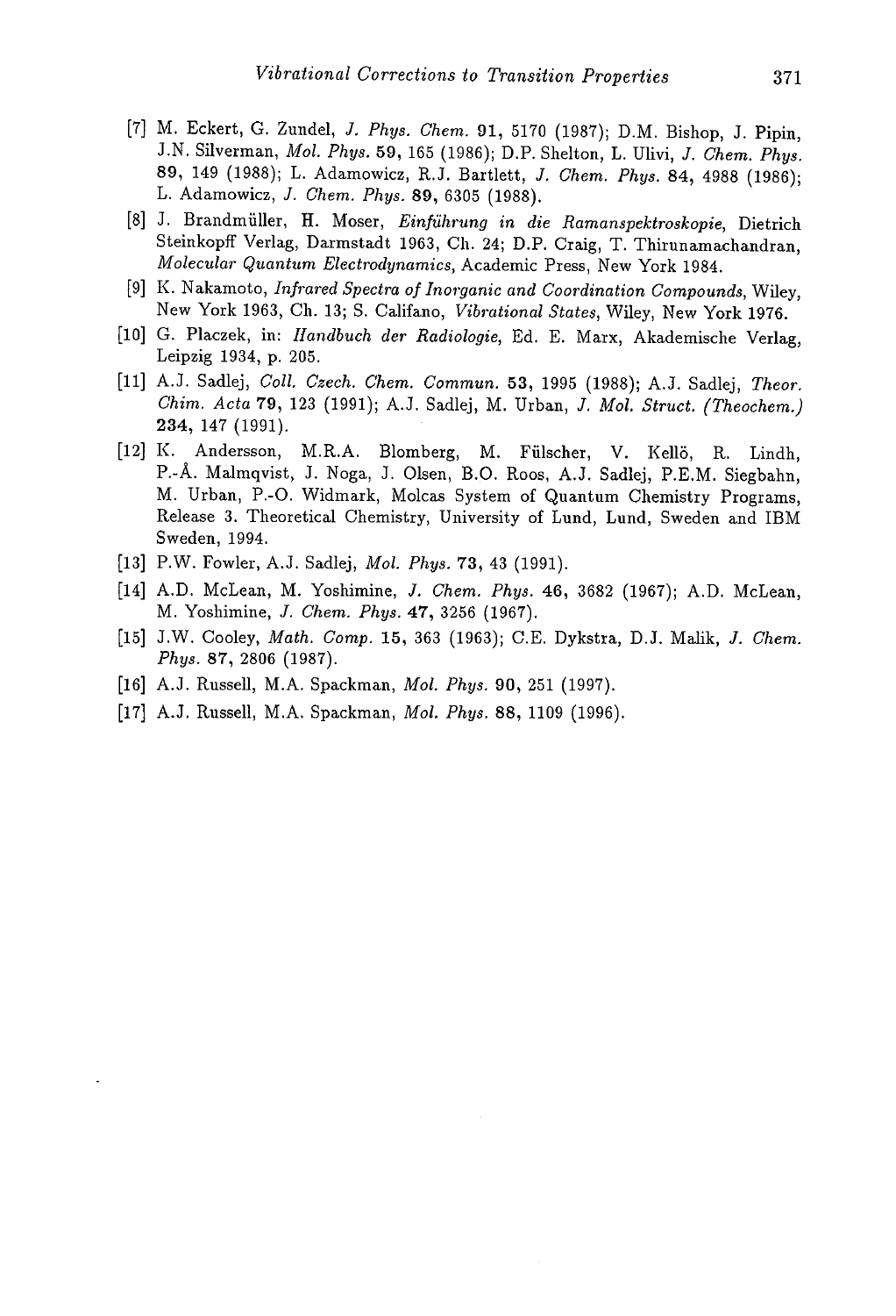[7] M. Eckert, G. Zundel, *J. Phys. Chem.* **91**, 5170 (1987); D.M. Bishop, J. Pipin, J.N. Silverman, *Mol. Phys.* **59**, 165 (1986); D.P. Shelton, L. Ulivi, *J. Chem. Phys.* **89**, 149 (1988); L. Adamowicz, R.J. Bartlett, *J. Chem. Phys.* **84**, 4988 (1986); L. Adamowicz, *J. Chem. Phys.* **89**, 6305 (1988).

[8] J. Brandmüller, H. Moser, *Einführung in die Ramanspektroskopie*, Dietrich Steinkopff Verlag, Darmstadt 1963, Ch. 24; D.P. Craig, T. Thirunamachandran, *Molecular Quantum Electrodynamics*, Academic Press, New York 1984.

[9] K. Nakamoto, *Infrared Spectra of Inorganic and Coordination Compounds*, Wiley, New York 1963, Ch. 13; S. Califano, *Vibrational States*, Wiley, New York 1976.

[10] G. Placzek, in: *Handbuch der Radiologie*, Ed. E. Marx, Akademische Verlag, Leipzig 1934, p. 205.

[11] A.J. Sadlej, *Coll. Czech. Chem. Commun.* **53**, 1995 (1988); A.J. Sadlej, *Theor. Chim. Acta* **79**, 123 (1991); A.J. Sadlej, M. Urban, *J. Mol. Struct. (Theochem.)* **234**, 147 (1991).

[12] K. Andersson, M.R.A. Blomberg, M. Fülscher, V. Kellö, R. Lindh, P.-Å. Malmqvist, J. Noga, J. Olsen, B.O. Roos, A.J. Sadlej, P.E.M. Siegbahn, M. Urban, P.-O. Widmark, Molcas System of Quantum Chemistry Programs, Release 3. Theoretical Chemistry, University of Lund, Lund, Sweden and IBM Sweden, 1994.

[13] P.W. Fowler, A.J. Sadlej, *Mol. Phys.* **73**, 43 (1991).

[14] A.D. McLean, M. Yoshimine, *J. Chem. Phys.* **46**, 3682 (1967); A.D. McLean, M. Yoshimine, *J. Chem. Phys.* **47**, 3256 (1967).

[15] J.W. Cooley, *Math. Comp.* **15**, 363 (1963); C.E. Dykstra, D.J. Malik, *J. Chem. Phys.* **87**, 2806 (1987).

[16] A.J. Russell, M.A. Spackman, *Mol. Phys.* **90**, 251 (1997).

[17] A.J. Russell, M.A. Spackman, *Mol. Phys.* **88**, 1109 (1996).